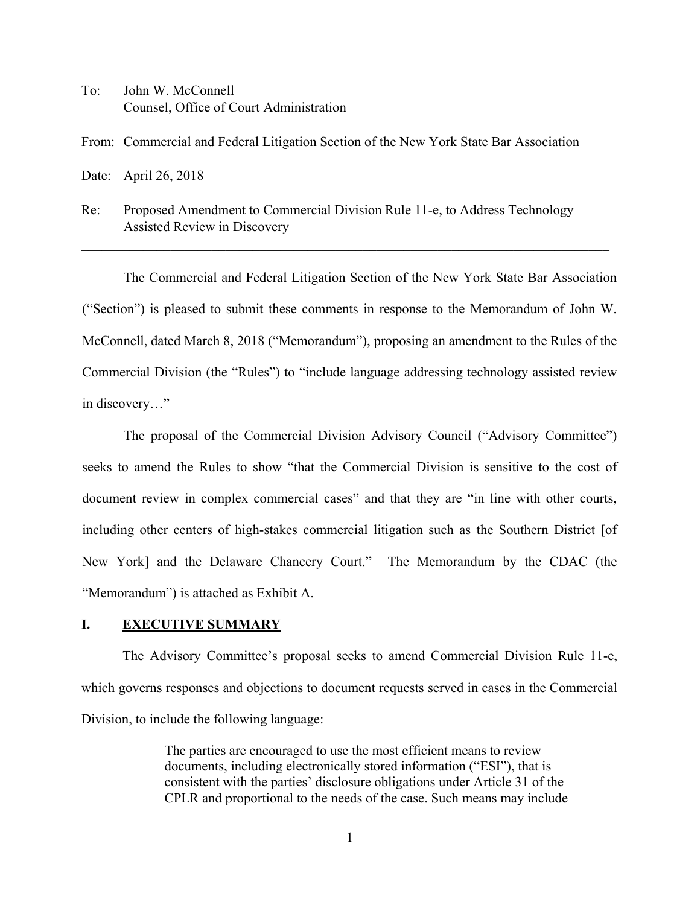To: John W. McConnell
Counsel, Office of Court Administration

From: Commercial and Federal Litigation Section of the New York State Bar Association

Date: April 26, 2018

Re: Proposed Amendment to Commercial Division Rule 11-e, to Address Technology Assisted Review in Discovery

---

The Commercial and Federal Litigation Section of the New York State Bar Association ("Section") is pleased to submit these comments in response to the Memorandum of John W. McConnell, dated March 8, 2018 ("Memorandum"), proposing an amendment to the Rules of the Commercial Division (the "Rules") to "include language addressing technology assisted review in discovery…"

The proposal of the Commercial Division Advisory Council ("Advisory Committee") seeks to amend the Rules to show "that the Commercial Division is sensitive to the cost of document review in complex commercial cases" and that they are "in line with other courts, including other centers of high-stakes commercial litigation such as the Southern District [of New York] and the Delaware Chancery Court." The Memorandum by the CDAC (the "Memorandum") is attached as Exhibit A.

## I. EXECUTIVE SUMMARY

The Advisory Committee's proposal seeks to amend Commercial Division Rule 11-e, which governs responses and objections to document requests served in cases in the Commercial Division, to include the following language:

> The parties are encouraged to use the most efficient means to review documents, including electronically stored information ("ESI"), that is consistent with the parties' disclosure obligations under Article 31 of the CPLR and proportional to the needs of the case. Such means may include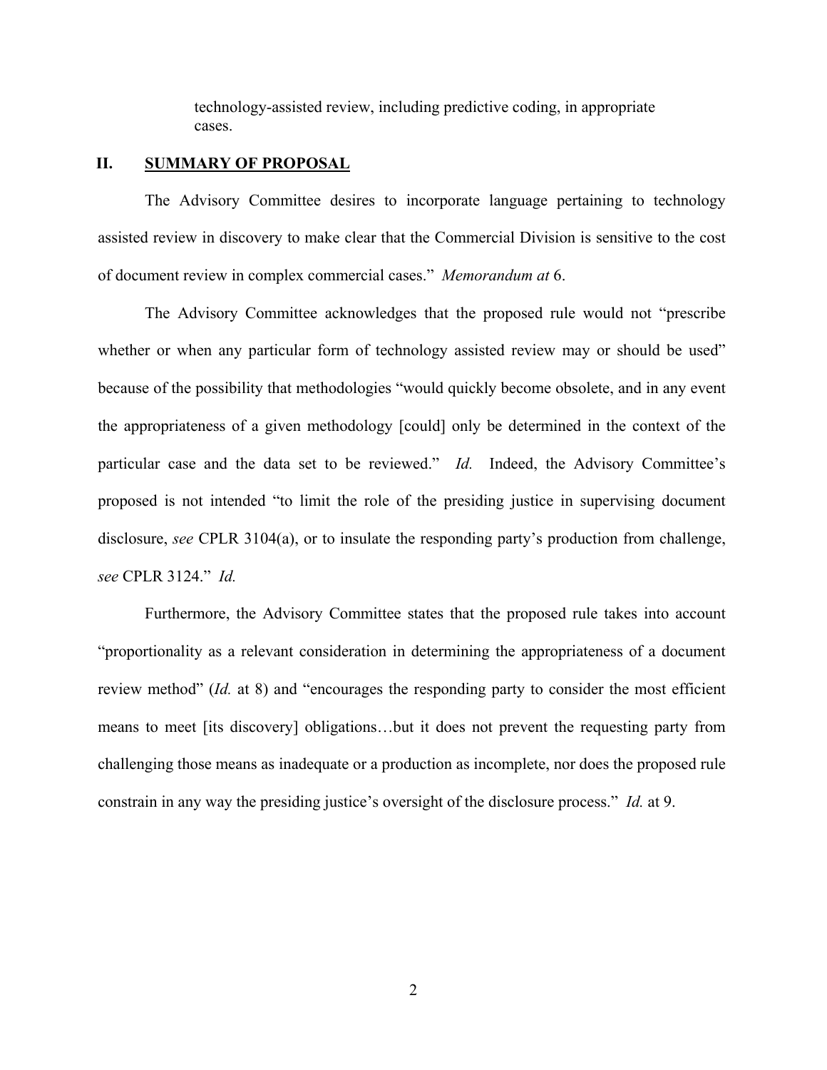technology-assisted review, including predictive coding, in appropriate cases.

## II. SUMMARY OF PROPOSAL

The Advisory Committee desires to incorporate language pertaining to technology assisted review in discovery to make clear that the Commercial Division is sensitive to the cost of document review in complex commercial cases." *Memorandum at* 6.

The Advisory Committee acknowledges that the proposed rule would not "prescribe whether or when any particular form of technology assisted review may or should be used" because of the possibility that methodologies "would quickly become obsolete, and in any event the appropriateness of a given methodology [could] only be determined in the context of the particular case and the data set to be reviewed." *Id.* Indeed, the Advisory Committee's proposed is not intended "to limit the role of the presiding justice in supervising document disclosure, *see* CPLR 3104(a), or to insulate the responding party's production from challenge, *see* CPLR 3124." *Id.*

Furthermore, the Advisory Committee states that the proposed rule takes into account "proportionality as a relevant consideration in determining the appropriateness of a document review method" (*Id.* at 8) and "encourages the responding party to consider the most efficient means to meet [its discovery] obligations…but it does not prevent the requesting party from challenging those means as inadequate or a production as incomplete, nor does the proposed rule constrain in any way the presiding justice's oversight of the disclosure process." *Id.* at 9.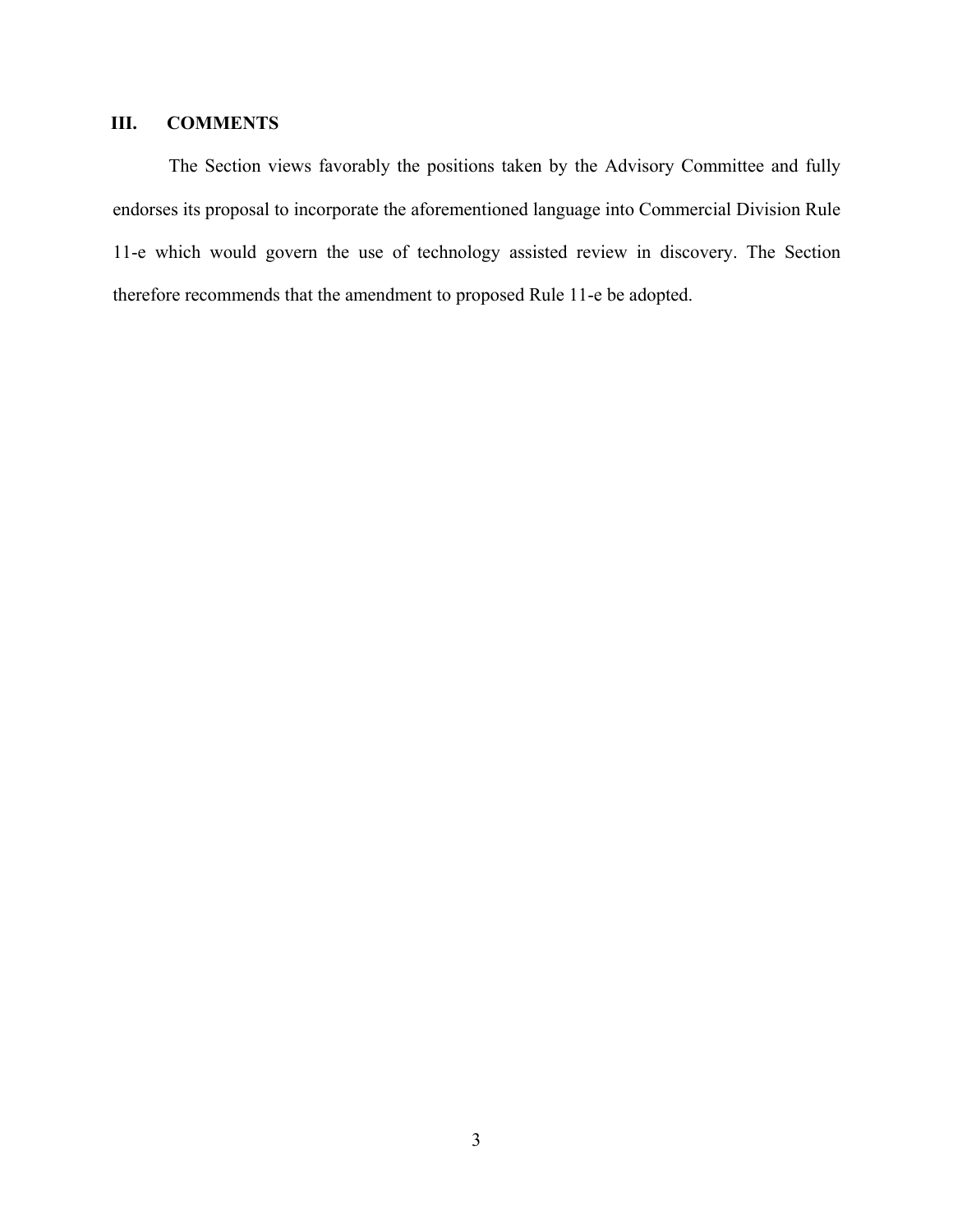## III. COMMENTS

The Section views favorably the positions taken by the Advisory Committee and fully endorses its proposal to incorporate the aforementioned language into Commercial Division Rule 11-e which would govern the use of technology assisted review in discovery. The Section therefore recommends that the amendment to proposed Rule 11-e be adopted.